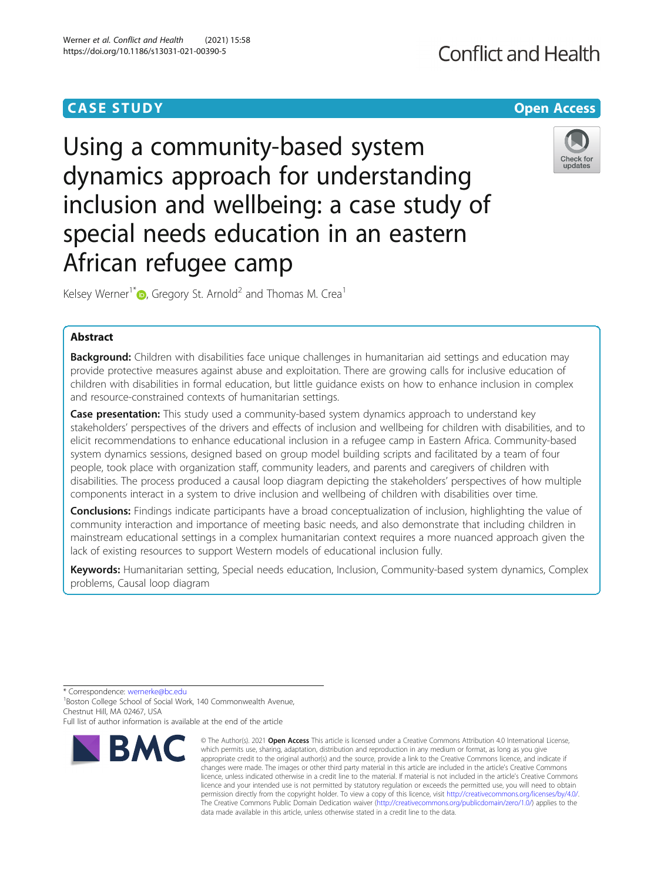CASE STUDY

Open Access

# Using a community-based system dynamics approach for understanding inclusion and wellbeing: a case study of special needs education in an eastern African refugee camp

Kelsey Werner[1*], Gregory St. Arnold[2] and Thomas M. Crea[1]

## Abstract

**Background:** Children with disabilities face unique challenges in humanitarian aid settings and education may provide protective measures against abuse and exploitation. There are growing calls for inclusive education of children with disabilities in formal education, but little guidance exists on how to enhance inclusion in complex and resource-constrained contexts of humanitarian settings.

**Case presentation:** This study used a community-based system dynamics approach to understand key stakeholders' perspectives of the drivers and effects of inclusion and wellbeing for children with disabilities, and to elicit recommendations to enhance educational inclusion in a refugee camp in Eastern Africa. Community-based system dynamics sessions, designed based on group model building scripts and facilitated by a team of four people, took place with organization staff, community leaders, and parents and caregivers of children with disabilities. The process produced a causal loop diagram depicting the stakeholders' perspectives of how multiple components interact in a system to drive inclusion and wellbeing of children with disabilities over time.

**Conclusions:** Findings indicate participants have a broad conceptualization of inclusion, highlighting the value of community interaction and importance of meeting basic needs, and also demonstrate that including children in mainstream educational settings in a complex humanitarian context requires a more nuanced approach given the lack of existing resources to support Western models of educational inclusion fully.

**Keywords:** Humanitarian setting, Special needs education, Inclusion, Community-based system dynamics, Complex problems, Causal loop diagram

---

* Correspondence: wernerke@bc.edu
[1]Boston College School of Social Work, 140 Commonwealth Avenue, Chestnut Hill, MA 02467, USA
Full list of author information is available at the end of the article

© The Author(s). 2021 **Open Access** This article is licensed under a Creative Commons Attribution 4.0 International License, which permits use, sharing, adaptation, distribution and reproduction in any medium or format, as long as you give appropriate credit to the original author(s) and the source, provide a link to the Creative Commons licence, and indicate if changes were made. The images or other third party material in this article are included in the article's Creative Commons licence, unless indicated otherwise in a credit line to the material. If material is not included in the article's Creative Commons licence and your intended use is not permitted by statutory regulation or exceeds the permitted use, you will need to obtain permission directly from the copyright holder. To view a copy of this licence, visit http://creativecommons.org/licenses/by/4.0/. The Creative Commons Public Domain Dedication waiver (http://creativecommons.org/publicdomain/zero/1.0/) applies to the data made available in this article, unless otherwise stated in a credit line to the data.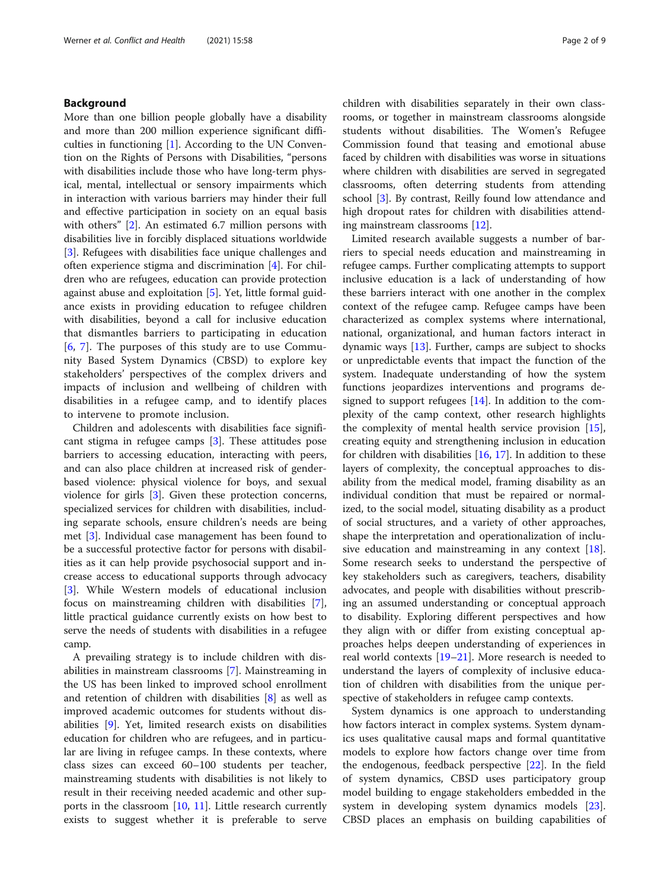## Background

More than one billion people globally have a disability and more than 200 million experience significant difficulties in functioning [1]. According to the UN Convention on the Rights of Persons with Disabilities, "persons with disabilities include those who have long-term physical, mental, intellectual or sensory impairments which in interaction with various barriers may hinder their full and effective participation in society on an equal basis with others" [2]. An estimated 6.7 million persons with disabilities live in forcibly displaced situations worldwide [3]. Refugees with disabilities face unique challenges and often experience stigma and discrimination [4]. For children who are refugees, education can provide protection against abuse and exploitation [5]. Yet, little formal guidance exists in providing education to refugee children with disabilities, beyond a call for inclusive education that dismantles barriers to participating in education [6, 7]. The purposes of this study are to use Community Based System Dynamics (CBSD) to explore key stakeholders' perspectives of the complex drivers and impacts of inclusion and wellbeing of children with disabilities in a refugee camp, and to identify places to intervene to promote inclusion.

Children and adolescents with disabilities face significant stigma in refugee camps [3]. These attitudes pose barriers to accessing education, interacting with peers, and can also place children at increased risk of gender-based violence: physical violence for boys, and sexual violence for girls [3]. Given these protection concerns, specialized services for children with disabilities, including separate schools, ensure children's needs are being met [3]. Individual case management has been found to be a successful protective factor for persons with disabilities as it can help provide psychosocial support and increase access to educational supports through advocacy [3]. While Western models of educational inclusion focus on mainstreaming children with disabilities [7], little practical guidance currently exists on how best to serve the needs of students with disabilities in a refugee camp.

A prevailing strategy is to include children with disabilities in mainstream classrooms [7]. Mainstreaming in the US has been linked to improved school enrollment and retention of children with disabilities [8] as well as improved academic outcomes for students without disabilities [9]. Yet, limited research exists on disabilities education for children who are refugees, and in particular are living in refugee camps. In these contexts, where class sizes can exceed 60–100 students per teacher, mainstreaming students with disabilities is not likely to result in their receiving needed academic and other supports in the classroom [10, 11]. Little research currently exists to suggest whether it is preferable to serve children with disabilities separately in their own classrooms, or together in mainstream classrooms alongside students without disabilities. The Women's Refugee Commission found that teasing and emotional abuse faced by children with disabilities was worse in situations where children with disabilities are served in segregated classrooms, often deterring students from attending school [3]. By contrast, Reilly found low attendance and high dropout rates for children with disabilities attending mainstream classrooms [12].

Limited research available suggests a number of barriers to special needs education and mainstreaming in refugee camps. Further complicating attempts to support inclusive education is a lack of understanding of how these barriers interact with one another in the complex context of the refugee camp. Refugee camps have been characterized as complex systems where international, national, organizational, and human factors interact in dynamic ways [13]. Further, camps are subject to shocks or unpredictable events that impact the function of the system. Inadequate understanding of how the system functions jeopardizes interventions and programs designed to support refugees [14]. In addition to the complexity of the camp context, other research highlights the complexity of mental health service provision [15], creating equity and strengthening inclusion in education for children with disabilities [16, 17]. In addition to these layers of complexity, the conceptual approaches to disability from the medical model, framing disability as an individual condition that must be repaired or normalized, to the social model, situating disability as a product of social structures, and a variety of other approaches, shape the interpretation and operationalization of inclusive education and mainstreaming in any context [18]. Some research seeks to understand the perspective of key stakeholders such as caregivers, teachers, disability advocates, and people with disabilities without prescribing an assumed understanding or conceptual approach to disability. Exploring different perspectives and how they align with or differ from existing conceptual approaches helps deepen understanding of experiences in real world contexts [19–21]. More research is needed to understand the layers of complexity of inclusive education of children with disabilities from the unique perspective of stakeholders in refugee camp contexts.

System dynamics is one approach to understanding how factors interact in complex systems. System dynamics uses qualitative causal maps and formal quantitative models to explore how factors change over time from the endogenous, feedback perspective [22]. In the field of system dynamics, CBSD uses participatory group model building to engage stakeholders embedded in the system in developing system dynamics models [23]. CBSD places an emphasis on building capabilities of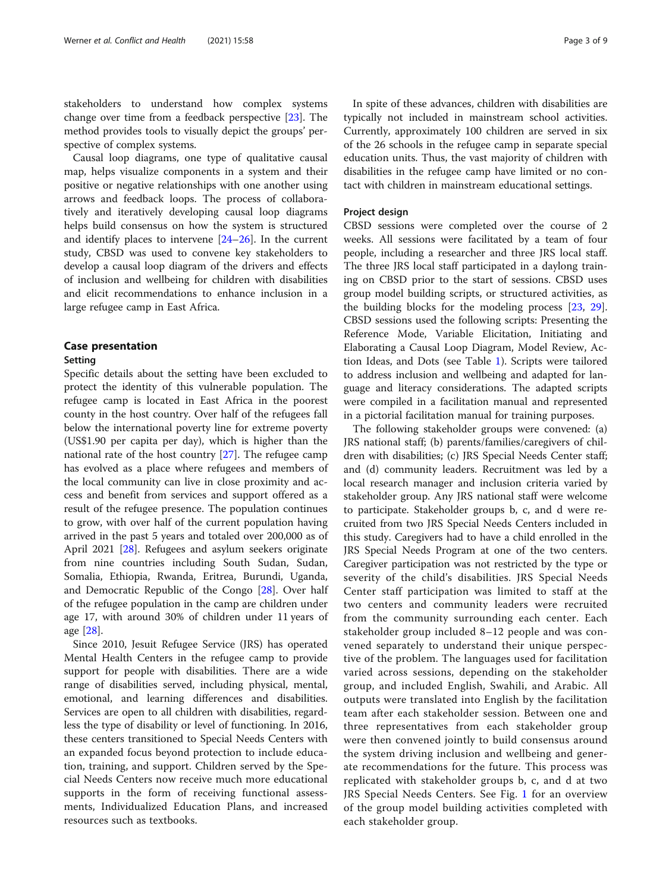stakeholders to understand how complex systems change over time from a feedback perspective [23]. The method provides tools to visually depict the groups' perspective of complex systems.

Causal loop diagrams, one type of qualitative causal map, helps visualize components in a system and their positive or negative relationships with one another using arrows and feedback loops. The process of collaboratively and iteratively developing causal loop diagrams helps build consensus on how the system is structured and identify places to intervene [24–26]. In the current study, CBSD was used to convene key stakeholders to develop a causal loop diagram of the drivers and effects of inclusion and wellbeing for children with disabilities and elicit recommendations to enhance inclusion in a large refugee camp in East Africa.

## Case presentation

### Setting

Specific details about the setting have been excluded to protect the identity of this vulnerable population. The refugee camp is located in East Africa in the poorest county in the host country. Over half of the refugees fall below the international poverty line for extreme poverty (US$1.90 per capita per day), which is higher than the national rate of the host country [27]. The refugee camp has evolved as a place where refugees and members of the local community can live in close proximity and access and benefit from services and support offered as a result of the refugee presence. The population continues to grow, with over half of the current population having arrived in the past 5 years and totaled over 200,000 as of April 2021 [28]. Refugees and asylum seekers originate from nine countries including South Sudan, Sudan, Somalia, Ethiopia, Rwanda, Eritrea, Burundi, Uganda, and Democratic Republic of the Congo [28]. Over half of the refugee population in the camp are children under age 17, with around 30% of children under 11 years of age [28].

Since 2010, Jesuit Refugee Service (JRS) has operated Mental Health Centers in the refugee camp to provide support for people with disabilities. There are a wide range of disabilities served, including physical, mental, emotional, and learning differences and disabilities. Services are open to all children with disabilities, regardless the type of disability or level of functioning. In 2016, these centers transitioned to Special Needs Centers with an expanded focus beyond protection to include education, training, and support. Children served by the Special Needs Centers now receive much more educational supports in the form of receiving functional assessments, Individualized Education Plans, and increased resources such as textbooks.

In spite of these advances, children with disabilities are typically not included in mainstream school activities. Currently, approximately 100 children are served in six of the 26 schools in the refugee camp in separate special education units. Thus, the vast majority of children with disabilities in the refugee camp have limited or no contact with children in mainstream educational settings.

### Project design

CBSD sessions were completed over the course of 2 weeks. All sessions were facilitated by a team of four people, including a researcher and three JRS local staff. The three JRS local staff participated in a daylong training on CBSD prior to the start of sessions. CBSD uses group model building scripts, or structured activities, as the building blocks for the modeling process [23, 29]. CBSD sessions used the following scripts: Presenting the Reference Mode, Variable Elicitation, Initiating and Elaborating a Causal Loop Diagram, Model Review, Action Ideas, and Dots (see Table 1). Scripts were tailored to address inclusion and wellbeing and adapted for language and literacy considerations. The adapted scripts were compiled in a facilitation manual and represented in a pictorial facilitation manual for training purposes.

The following stakeholder groups were convened: (a) JRS national staff; (b) parents/families/caregivers of children with disabilities; (c) JRS Special Needs Center staff; and (d) community leaders. Recruitment was led by a local research manager and inclusion criteria varied by stakeholder group. Any JRS national staff were welcome to participate. Stakeholder groups b, c, and d were recruited from two JRS Special Needs Centers included in this study. Caregivers had to have a child enrolled in the JRS Special Needs Program at one of the two centers. Caregiver participation was not restricted by the type or severity of the child's disabilities. JRS Special Needs Center staff participation was limited to staff at the two centers and community leaders were recruited from the community surrounding each center. Each stakeholder group included 8–12 people and was convened separately to understand their unique perspective of the problem. The languages used for facilitation varied across sessions, depending on the stakeholder group, and included English, Swahili, and Arabic. All outputs were translated into English by the facilitation team after each stakeholder session. Between one and three representatives from each stakeholder group were then convened jointly to build consensus around the system driving inclusion and wellbeing and generate recommendations for the future. This process was replicated with stakeholder groups b, c, and d at two JRS Special Needs Centers. See Fig. 1 for an overview of the group model building activities completed with each stakeholder group.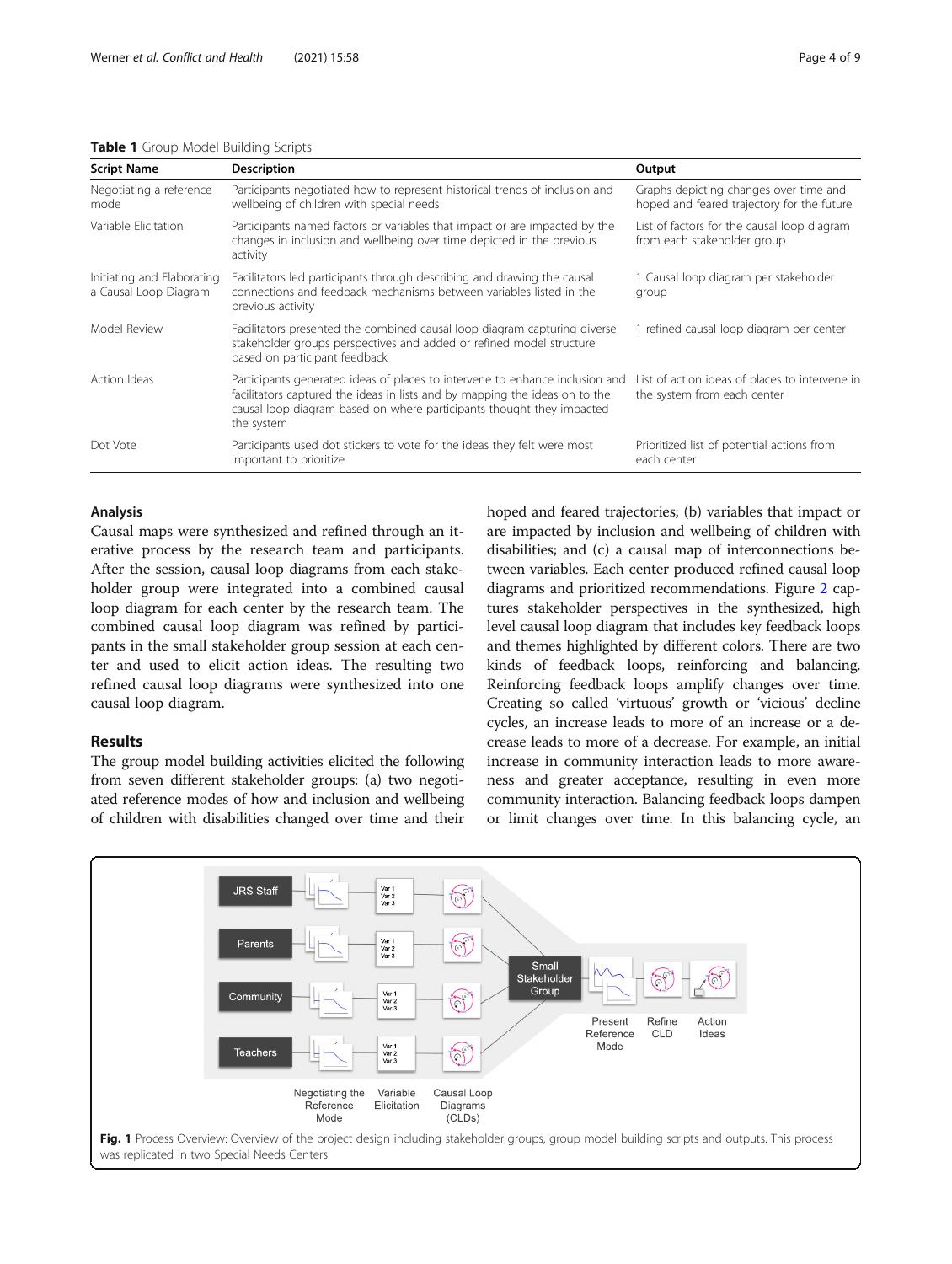**Table 1** Group Model Building Scripts

| Script Name | Description | Output |
|---|---|---|
| Negotiating a reference mode | Participants negotiated how to represent historical trends of inclusion and wellbeing of children with special needs | Graphs depicting changes over time and hoped and feared trajectory for the future |
| Variable Elicitation | Participants named factors or variables that impact or are impacted by the changes in inclusion and wellbeing over time depicted in the previous activity | List of factors for the causal loop diagram from each stakeholder group |
| Initiating and Elaborating a Causal Loop Diagram | Facilitators led participants through describing and drawing the causal connections and feedback mechanisms between variables listed in the previous activity | 1 Causal loop diagram per stakeholder group |
| Model Review | Facilitators presented the combined causal loop diagram capturing diverse stakeholder groups perspectives and added or refined model structure based on participant feedback | 1 refined causal loop diagram per center |
| Action Ideas | Participants generated ideas of places to intervene to enhance inclusion and facilitators captured the ideas in lists and by mapping the ideas on to the causal loop diagram based on where participants thought they impacted the system | List of action ideas of places to intervene in the system from each center |
| Dot Vote | Participants used dot stickers to vote for the ideas they felt were most important to prioritize | Prioritized list of potential actions from each center |

### Analysis

Causal maps were synthesized and refined through an iterative process by the research team and participants. After the session, causal loop diagrams from each stakeholder group were integrated into a combined causal loop diagram for each center by the research team. The combined causal loop diagram was refined by participants in the small stakeholder group session at each center and used to elicit action ideas. The resulting two refined causal loop diagrams were synthesized into one causal loop diagram.

## Results

The group model building activities elicited the following from seven different stakeholder groups: (a) two negotiated reference modes of how and inclusion and wellbeing of children with disabilities changed over time and their hoped and feared trajectories; (b) variables that impact or are impacted by inclusion and wellbeing of children with disabilities; and (c) a causal map of interconnections between variables. Each center produced refined causal loop diagrams and prioritized recommendations. Figure 2 captures stakeholder perspectives in the synthesized, high level causal loop diagram that includes key feedback loops and themes highlighted by different colors. There are two kinds of feedback loops, reinforcing and balancing. Reinforcing feedback loops amplify changes over time. Creating so called 'virtuous' growth or 'vicious' decline cycles, an increase leads to more of an increase or a decrease leads to more of a decrease. For example, an initial increase in community interaction leads to more awareness and greater acceptance, resulting in even more community interaction. Balancing feedback loops dampen or limit changes over time. In this balancing cycle, an

**Fig. 1** Process Overview: Overview of the project design including stakeholder groups, group model building scripts and outputs. This process was replicated in two Special Needs Centers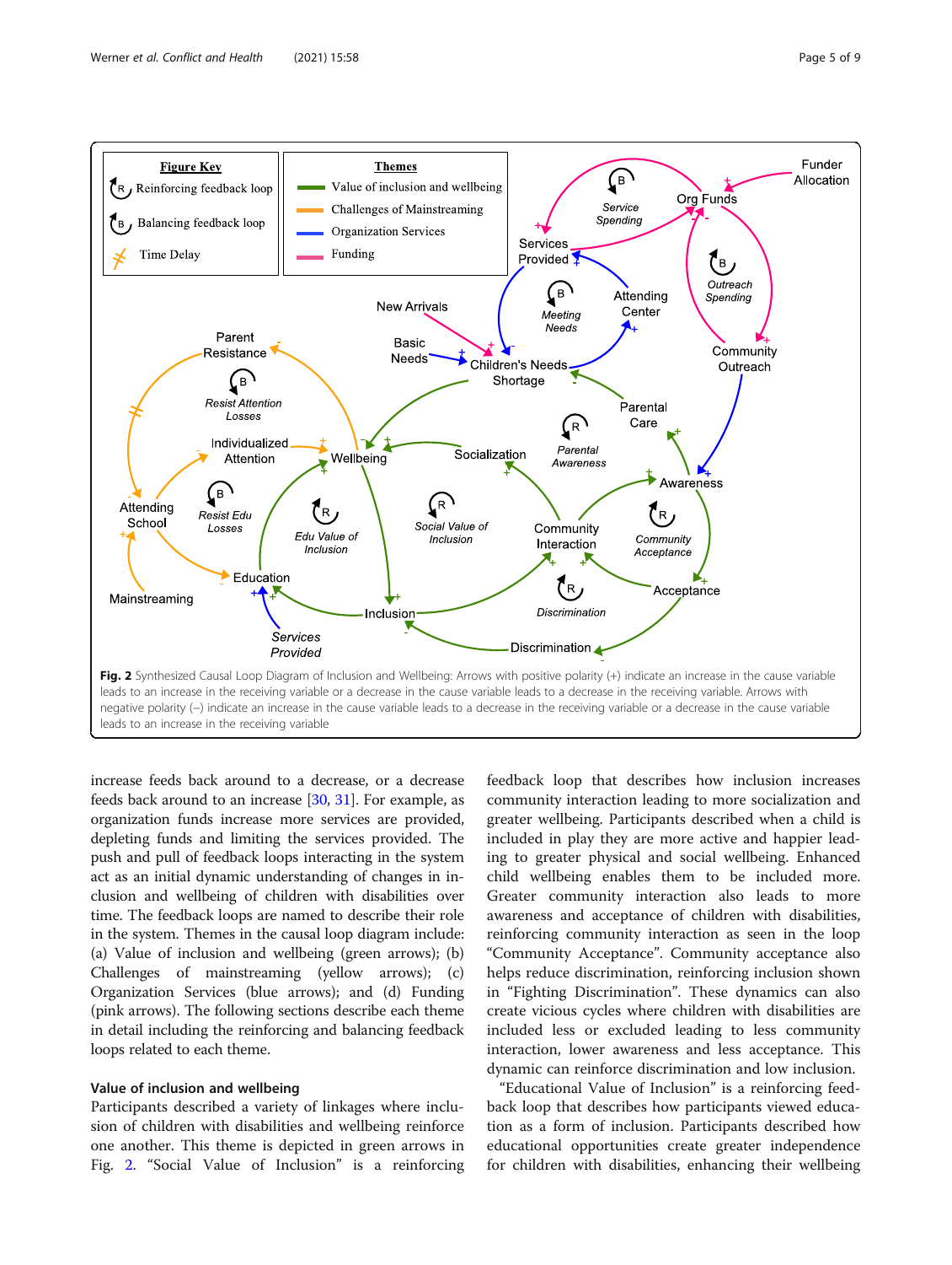**Fig. 2** Synthesized Causal Loop Diagram of Inclusion and Wellbeing: Arrows with positive polarity (+) indicate an increase in the cause variable leads to an increase in the receiving variable or a decrease in the cause variable leads to a decrease in the receiving variable. Arrows with negative polarity (–) indicate an increase in the cause variable leads to a decrease in the receiving variable or a decrease in the cause variable leads to an increase in the receiving variable

increase feeds back around to a decrease, or a decrease feeds back around to an increase [30, 31]. For example, as organization funds increase more services are provided, depleting funds and limiting the services provided. The push and pull of feedback loops interacting in the system act as an initial dynamic understanding of changes in inclusion and wellbeing of children with disabilities over time. The feedback loops are named to describe their role in the system. Themes in the causal loop diagram include: (a) Value of inclusion and wellbeing (green arrows); (b) Challenges of mainstreaming (yellow arrows); (c) Organization Services (blue arrows); and (d) Funding (pink arrows). The following sections describe each theme in detail including the reinforcing and balancing feedback loops related to each theme.

### Value of inclusion and wellbeing

Participants described a variety of linkages where inclusion of children with disabilities and wellbeing reinforce one another. This theme is depicted in green arrows in Fig. 2. "Social Value of Inclusion" is a reinforcing feedback loop that describes how inclusion increases community interaction leading to more socialization and greater wellbeing. Participants described when a child is included in play they are more active and happier leading to greater physical and social wellbeing. Enhanced child wellbeing enables them to be included more. Greater community interaction also leads to more awareness and acceptance of children with disabilities, reinforcing community interaction as seen in the loop "Community Acceptance". Community acceptance also helps reduce discrimination, reinforcing inclusion shown in "Fighting Discrimination". These dynamics can also create vicious cycles where children with disabilities are included less or excluded leading to less community interaction, lower awareness and less acceptance. This dynamic can reinforce discrimination and low inclusion.

"Educational Value of Inclusion" is a reinforcing feedback loop that describes how participants viewed education as a form of inclusion. Participants described how educational opportunities create greater independence for children with disabilities, enhancing their wellbeing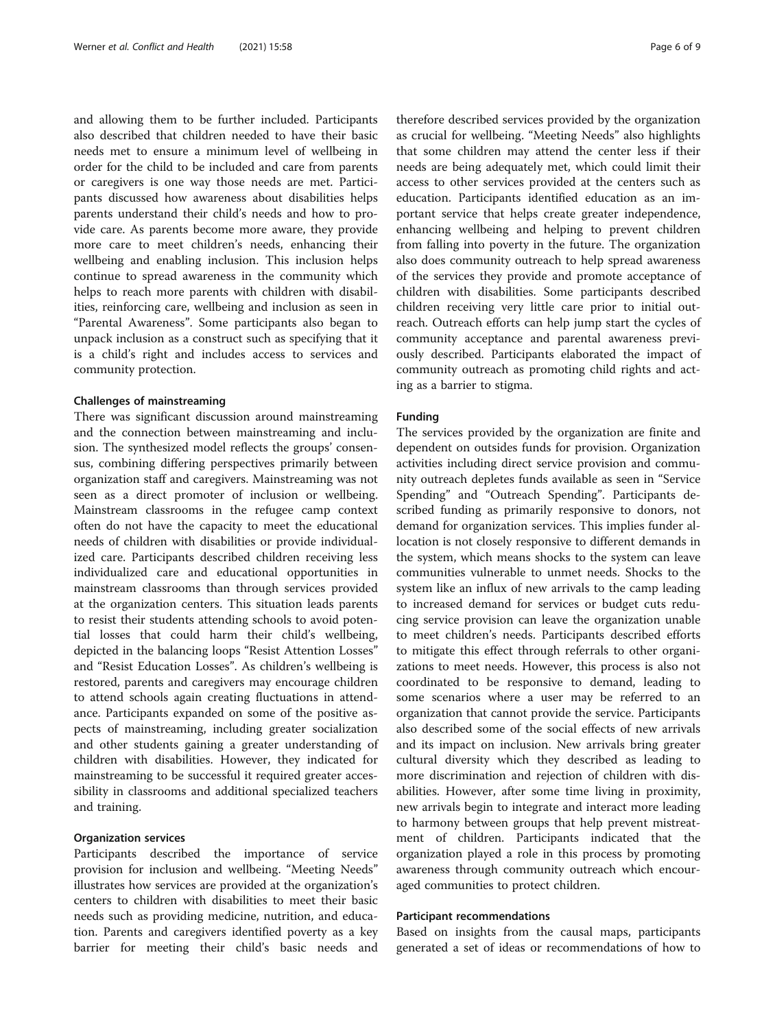and allowing them to be further included. Participants also described that children needed to have their basic needs met to ensure a minimum level of wellbeing in order for the child to be included and care from parents or caregivers is one way those needs are met. Participants discussed how awareness about disabilities helps parents understand their child's needs and how to provide care. As parents become more aware, they provide more care to meet children's needs, enhancing their wellbeing and enabling inclusion. This inclusion helps continue to spread awareness in the community which helps to reach more parents with children with disabilities, reinforcing care, wellbeing and inclusion as seen in "Parental Awareness". Some participants also began to unpack inclusion as a construct such as specifying that it is a child's right and includes access to services and community protection.

#### Challenges of mainstreaming

There was significant discussion around mainstreaming and the connection between mainstreaming and inclusion. The synthesized model reflects the groups' consensus, combining differing perspectives primarily between organization staff and caregivers. Mainstreaming was not seen as a direct promoter of inclusion or wellbeing. Mainstream classrooms in the refugee camp context often do not have the capacity to meet the educational needs of children with disabilities or provide individualized care. Participants described children receiving less individualized care and educational opportunities in mainstream classrooms than through services provided at the organization centers. This situation leads parents to resist their students attending schools to avoid potential losses that could harm their child's wellbeing, depicted in the balancing loops "Resist Attention Losses" and "Resist Education Losses". As children's wellbeing is restored, parents and caregivers may encourage children to attend schools again creating fluctuations in attendance. Participants expanded on some of the positive aspects of mainstreaming, including greater socialization and other students gaining a greater understanding of children with disabilities. However, they indicated for mainstreaming to be successful it required greater accessibility in classrooms and additional specialized teachers and training.

#### Organization services

Participants described the importance of service provision for inclusion and wellbeing. "Meeting Needs" illustrates how services are provided at the organization's centers to children with disabilities to meet their basic needs such as providing medicine, nutrition, and education. Parents and caregivers identified poverty as a key barrier for meeting their child's basic needs and therefore described services provided by the organization as crucial for wellbeing. "Meeting Needs" also highlights that some children may attend the center less if their needs are being adequately met, which could limit their access to other services provided at the centers such as education. Participants identified education as an important service that helps create greater independence, enhancing wellbeing and helping to prevent children from falling into poverty in the future. The organization also does community outreach to help spread awareness of the services they provide and promote acceptance of children with disabilities. Some participants described children receiving very little care prior to initial outreach. Outreach efforts can help jump start the cycles of community acceptance and parental awareness previously described. Participants elaborated the impact of community outreach as promoting child rights and acting as a barrier to stigma.

#### Funding

The services provided by the organization are finite and dependent on outsides funds for provision. Organization activities including direct service provision and community outreach depletes funds available as seen in "Service Spending" and "Outreach Spending". Participants described funding as primarily responsive to donors, not demand for organization services. This implies funder allocation is not closely responsive to different demands in the system, which means shocks to the system can leave communities vulnerable to unmet needs. Shocks to the system like an influx of new arrivals to the camp leading to increased demand for services or budget cuts reducing service provision can leave the organization unable to meet children's needs. Participants described efforts to mitigate this effect through referrals to other organizations to meet needs. However, this process is also not coordinated to be responsive to demand, leading to some scenarios where a user may be referred to an organization that cannot provide the service. Participants also described some of the social effects of new arrivals and its impact on inclusion. New arrivals bring greater cultural diversity which they described as leading to more discrimination and rejection of children with disabilities. However, after some time living in proximity, new arrivals begin to integrate and interact more leading to harmony between groups that help prevent mistreatment of children. Participants indicated that the organization played a role in this process by promoting awareness through community outreach which encouraged communities to protect children.

#### Participant recommendations

Based on insights from the causal maps, participants generated a set of ideas or recommendations of how to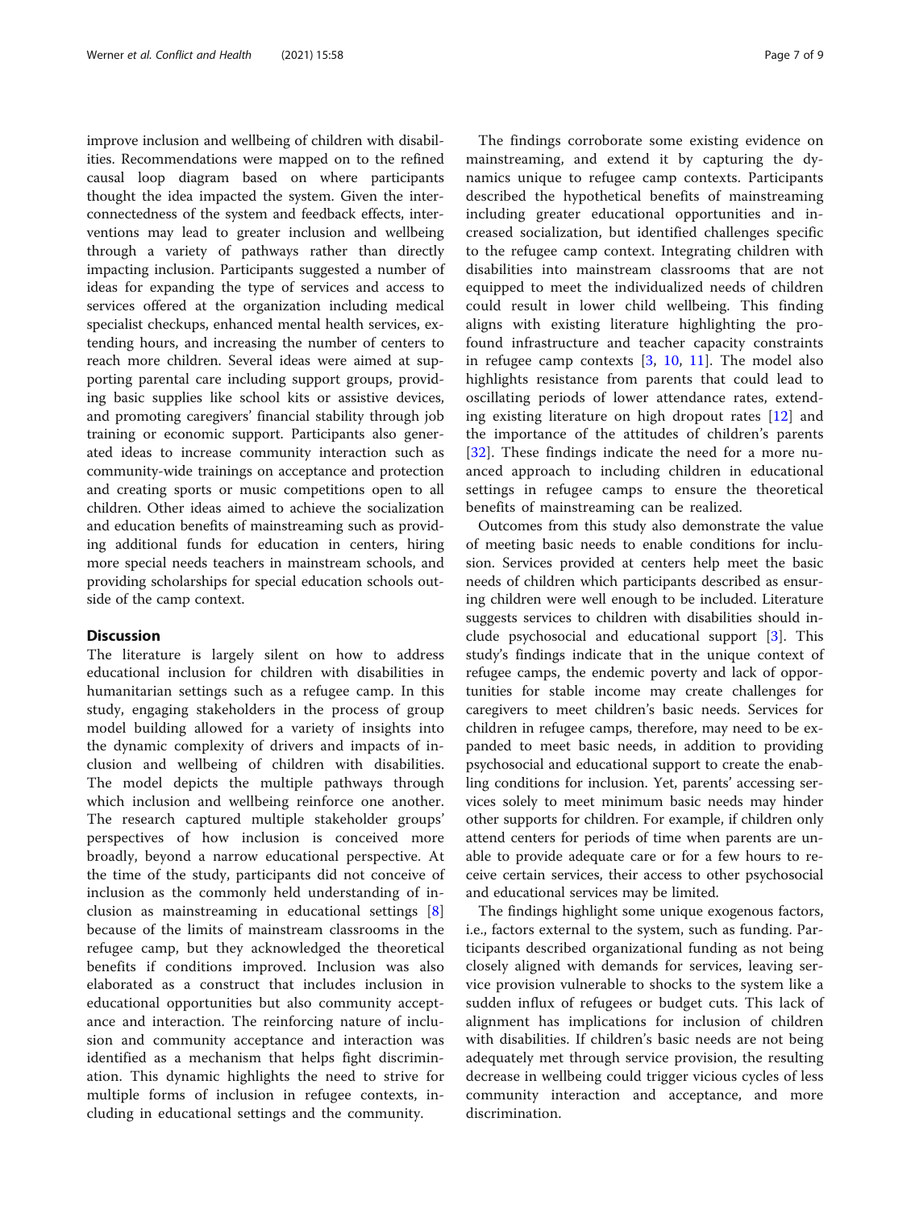improve inclusion and wellbeing of children with disabilities. Recommendations were mapped on to the refined causal loop diagram based on where participants thought the idea impacted the system. Given the interconnectedness of the system and feedback effects, interventions may lead to greater inclusion and wellbeing through a variety of pathways rather than directly impacting inclusion. Participants suggested a number of ideas for expanding the type of services and access to services offered at the organization including medical specialist checkups, enhanced mental health services, extending hours, and increasing the number of centers to reach more children. Several ideas were aimed at supporting parental care including support groups, providing basic supplies like school kits or assistive devices, and promoting caregivers' financial stability through job training or economic support. Participants also generated ideas to increase community interaction such as community-wide trainings on acceptance and protection and creating sports or music competitions open to all children. Other ideas aimed to achieve the socialization and education benefits of mainstreaming such as providing additional funds for education in centers, hiring more special needs teachers in mainstream schools, and providing scholarships for special education schools outside of the camp context.

## Discussion

The literature is largely silent on how to address educational inclusion for children with disabilities in humanitarian settings such as a refugee camp. In this study, engaging stakeholders in the process of group model building allowed for a variety of insights into the dynamic complexity of drivers and impacts of inclusion and wellbeing of children with disabilities. The model depicts the multiple pathways through which inclusion and wellbeing reinforce one another. The research captured multiple stakeholder groups' perspectives of how inclusion is conceived more broadly, beyond a narrow educational perspective. At the time of the study, participants did not conceive of inclusion as the commonly held understanding of inclusion as mainstreaming in educational settings [8] because of the limits of mainstream classrooms in the refugee camp, but they acknowledged the theoretical benefits if conditions improved. Inclusion was also elaborated as a construct that includes inclusion in educational opportunities but also community acceptance and interaction. The reinforcing nature of inclusion and community acceptance and interaction was identified as a mechanism that helps fight discrimination. This dynamic highlights the need to strive for multiple forms of inclusion in refugee contexts, including in educational settings and the community.

The findings corroborate some existing evidence on mainstreaming, and extend it by capturing the dynamics unique to refugee camp contexts. Participants described the hypothetical benefits of mainstreaming including greater educational opportunities and increased socialization, but identified challenges specific to the refugee camp context. Integrating children with disabilities into mainstream classrooms that are not equipped to meet the individualized needs of children could result in lower child wellbeing. This finding aligns with existing literature highlighting the profound infrastructure and teacher capacity constraints in refugee camp contexts [3, 10, 11]. The model also highlights resistance from parents that could lead to oscillating periods of lower attendance rates, extending existing literature on high dropout rates [12] and the importance of the attitudes of children's parents [32]. These findings indicate the need for a more nuanced approach to including children in educational settings in refugee camps to ensure the theoretical benefits of mainstreaming can be realized.

Outcomes from this study also demonstrate the value of meeting basic needs to enable conditions for inclusion. Services provided at centers help meet the basic needs of children which participants described as ensuring children were well enough to be included. Literature suggests services to children with disabilities should include psychosocial and educational support [3]. This study's findings indicate that in the unique context of refugee camps, the endemic poverty and lack of opportunities for stable income may create challenges for caregivers to meet children's basic needs. Services for children in refugee camps, therefore, may need to be expanded to meet basic needs, in addition to providing psychosocial and educational support to create the enabling conditions for inclusion. Yet, parents' accessing services solely to meet minimum basic needs may hinder other supports for children. For example, if children only attend centers for periods of time when parents are unable to provide adequate care or for a few hours to receive certain services, their access to other psychosocial and educational services may be limited.

The findings highlight some unique exogenous factors, i.e., factors external to the system, such as funding. Participants described organizational funding as not being closely aligned with demands for services, leaving service provision vulnerable to shocks to the system like a sudden influx of refugees or budget cuts. This lack of alignment has implications for inclusion of children with disabilities. If children's basic needs are not being adequately met through service provision, the resulting decrease in wellbeing could trigger vicious cycles of less community interaction and acceptance, and more discrimination.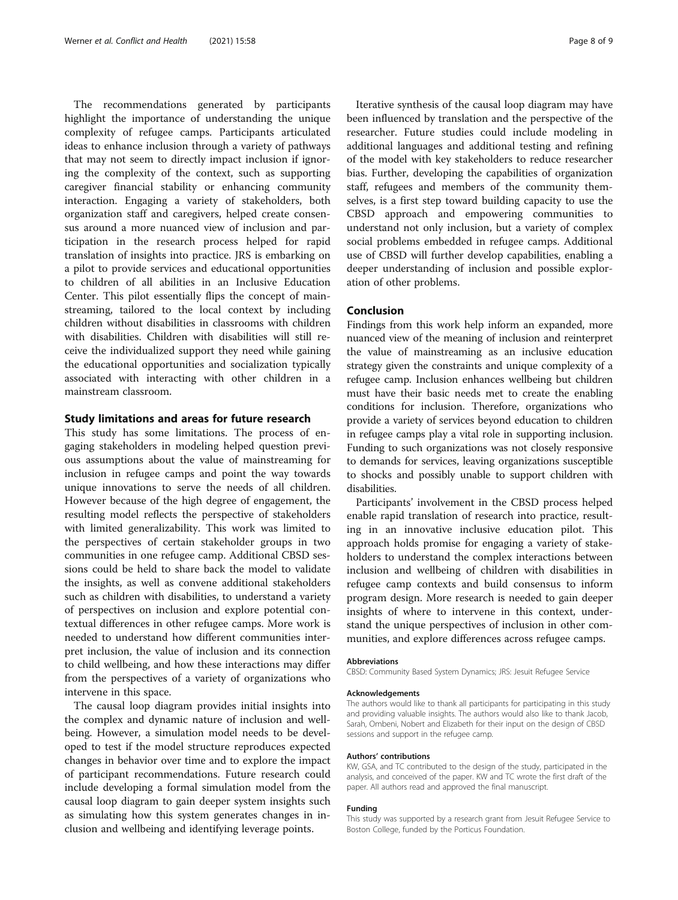The recommendations generated by participants highlight the importance of understanding the unique complexity of refugee camps. Participants articulated ideas to enhance inclusion through a variety of pathways that may not seem to directly impact inclusion if ignoring the complexity of the context, such as supporting caregiver financial stability or enhancing community interaction. Engaging a variety of stakeholders, both organization staff and caregivers, helped create consensus around a more nuanced view of inclusion and participation in the research process helped for rapid translation of insights into practice. JRS is embarking on a pilot to provide services and educational opportunities to children of all abilities in an Inclusive Education Center. This pilot essentially flips the concept of mainstreaming, tailored to the local context by including children without disabilities in classrooms with children with disabilities. Children with disabilities will still receive the individualized support they need while gaining the educational opportunities and socialization typically associated with interacting with other children in a mainstream classroom.

## Study limitations and areas for future research

This study has some limitations. The process of engaging stakeholders in modeling helped question previous assumptions about the value of mainstreaming for inclusion in refugee camps and point the way towards unique innovations to serve the needs of all children. However because of the high degree of engagement, the resulting model reflects the perspective of stakeholders with limited generalizability. This work was limited to the perspectives of certain stakeholder groups in two communities in one refugee camp. Additional CBSD sessions could be held to share back the model to validate the insights, as well as convene additional stakeholders such as children with disabilities, to understand a variety of perspectives on inclusion and explore potential contextual differences in other refugee camps. More work is needed to understand how different communities interpret inclusion, the value of inclusion and its connection to child wellbeing, and how these interactions may differ from the perspectives of a variety of organizations who intervene in this space.

The causal loop diagram provides initial insights into the complex and dynamic nature of inclusion and wellbeing. However, a simulation model needs to be developed to test if the model structure reproduces expected changes in behavior over time and to explore the impact of participant recommendations. Future research could include developing a formal simulation model from the causal loop diagram to gain deeper system insights such as simulating how this system generates changes in inclusion and wellbeing and identifying leverage points.

Iterative synthesis of the causal loop diagram may have been influenced by translation and the perspective of the researcher. Future studies could include modeling in additional languages and additional testing and refining of the model with key stakeholders to reduce researcher bias. Further, developing the capabilities of organization staff, refugees and members of the community themselves, is a first step toward building capacity to use the CBSD approach and empowering communities to understand not only inclusion, but a variety of complex social problems embedded in refugee camps. Additional use of CBSD will further develop capabilities, enabling a deeper understanding of inclusion and possible exploration of other problems.

## Conclusion

Findings from this work help inform an expanded, more nuanced view of the meaning of inclusion and reinterpret the value of mainstreaming as an inclusive education strategy given the constraints and unique complexity of a refugee camp. Inclusion enhances wellbeing but children must have their basic needs met to create the enabling conditions for inclusion. Therefore, organizations who provide a variety of services beyond education to children in refugee camps play a vital role in supporting inclusion. Funding to such organizations was not closely responsive to demands for services, leaving organizations susceptible to shocks and possibly unable to support children with disabilities.

Participants' involvement in the CBSD process helped enable rapid translation of research into practice, resulting in an innovative inclusive education pilot. This approach holds promise for engaging a variety of stakeholders to understand the complex interactions between inclusion and wellbeing of children with disabilities in refugee camp contexts and build consensus to inform program design. More research is needed to gain deeper insights of where to intervene in this context, understand the unique perspectives of inclusion in other communities, and explore differences across refugee camps.

#### Abbreviations

CBSD: Community Based System Dynamics; JRS: Jesuit Refugee Service

#### Acknowledgements

The authors would like to thank all participants for participating in this study and providing valuable insights. The authors would also like to thank Jacob, Sarah, Ombeni, Nobert and Elizabeth for their input on the design of CBSD sessions and support in the refugee camp.

#### Authors' contributions

KW, GSA, and TC contributed to the design of the study, participated in the analysis, and conceived of the paper. KW and TC wrote the first draft of the paper. All authors read and approved the final manuscript.

#### Funding

This study was supported by a research grant from Jesuit Refugee Service to Boston College, funded by the Porticus Foundation.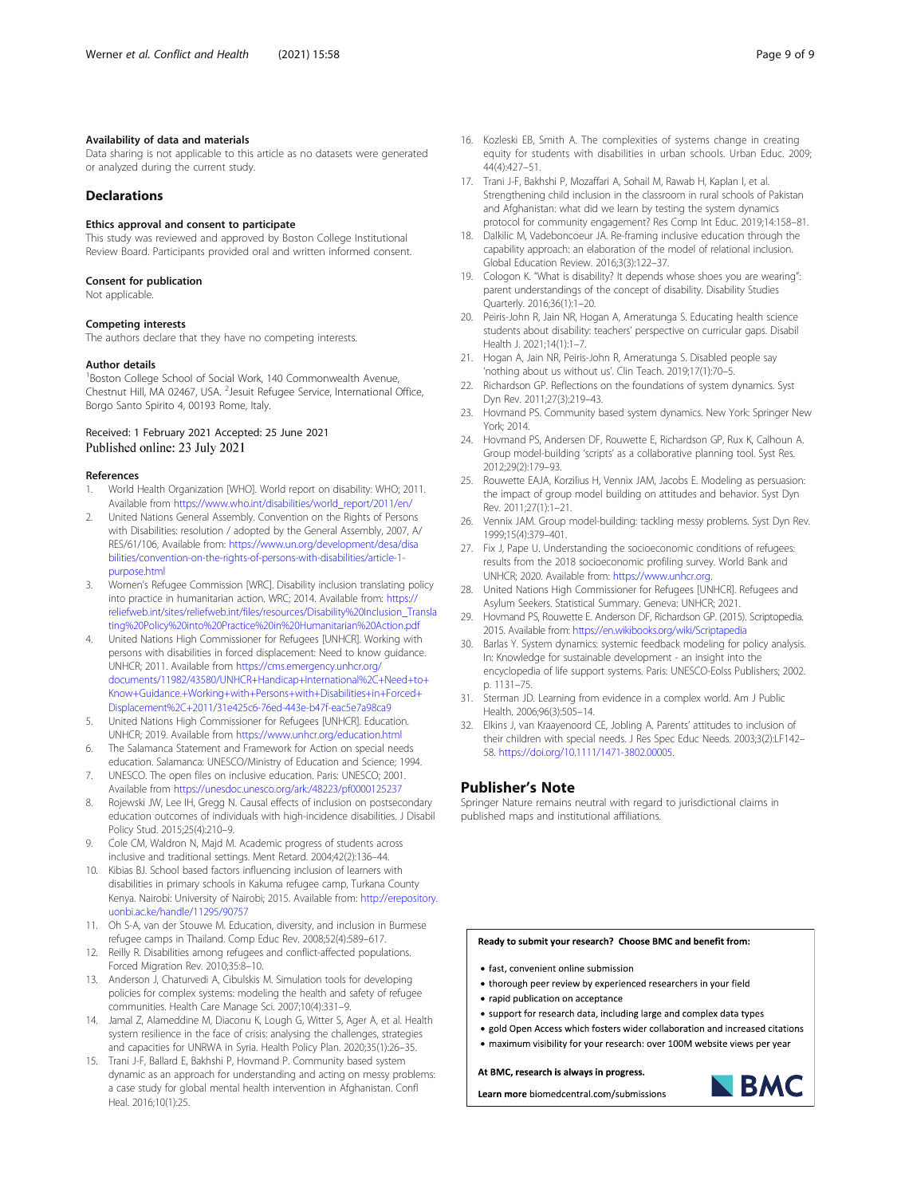### Availability of data and materials

Data sharing is not applicable to this article as no datasets were generated or analyzed during the current study.

## Declarations

### Ethics approval and consent to participate

This study was reviewed and approved by Boston College Institutional Review Board. Participants provided oral and written informed consent.

### Consent for publication

Not applicable.

### Competing interests

The authors declare that they have no competing interests.

### Author details

[1]Boston College School of Social Work, 140 Commonwealth Avenue, Chestnut Hill, MA 02467, USA. [2]Jesuit Refugee Service, International Office, Borgo Santo Spirito 4, 00193 Rome, Italy.

Received: 1 February 2021 Accepted: 25 June 2021
Published online: 23 July 2021

### References

1. World Health Organization [WHO]. World report on disability: WHO; 2011. Available from https://www.who.int/disabilities/world_report/2011/en/
2. United Nations General Assembly. Convention on the Rights of Persons with Disabilities: resolution / adopted by the General Assembly, 2007, A/RES/61/106, Available from: https://www.un.org/development/desa/disabilities/convention-on-the-rights-of-persons-with-disabilities/article-1-purpose.html
3. Women's Refugee Commission [WRC]. Disability inclusion translating policy into practice in humanitarian action. WRC; 2014. Available from: https://reliefweb.int/sites/reliefweb.int/files/resources/Disability%20Inclusion_Translating%20Policy%20into%20Practice%20in%20Humanitarian%20Action.pdf
4. United Nations High Commissioner for Refugees [UNHCR]. Working with persons with disabilities in forced displacement: Need to know guidance. UNHCR; 2011. Available from https://cms.emergency.unhcr.org/documents/11982/43580/UNHCR+Handicap+International%2C+Need+to+Know+Guidance.+Working+with+Persons+with+Disabilities+in+Forced+Displacement%2C+2011/31e425c6-76ed-443e-b47f-eac5e7a98ca9
5. United Nations High Commissioner for Refugees [UNHCR]. Education. UNHCR; 2019. Available from https://www.unhcr.org/education.html
6. The Salamanca Statement and Framework for Action on special needs education. Salamanca: UNESCO/Ministry of Education and Science; 1994.
7. UNESCO. The open files on inclusive education. Paris: UNESCO; 2001. Available from https://unesdoc.unesco.org/ark:/48223/pf0000125237
8. Rojewski JW, Lee IH, Gregg N. Causal effects of inclusion on postsecondary education outcomes of individuals with high-incidence disabilities. J Disabil Policy Stud. 2015;25(4):210–9.
9. Cole CM, Waldron N, Majd M. Academic progress of students across inclusive and traditional settings. Ment Retard. 2004;42(2):136–44.
10. Kibias BJ. School based factors influencing inclusion of learners with disabilities in primary schools in Kakuma refugee camp, Turkana County Kenya. Nairobi: University of Nairobi; 2015. Available from: http://erepository.uonbi.ac.ke/handle/11295/90757
11. Oh S-A, van der Stouwe M. Education, diversity, and inclusion in Burmese refugee camps in Thailand. Comp Educ Rev. 2008;52(4):589–617.
12. Reilly R. Disabilities among refugees and conflict-affected populations. Forced Migration Rev. 2010;35:8–10.
13. Anderson J, Chaturvedi A, Cibulskis M. Simulation tools for developing policies for complex systems: modeling the health and safety of refugee communities. Health Care Manage Sci. 2007;10(4):331–9.
14. Jamal Z, Alameddine M, Diaconu K, Lough G, Witter S, Ager A, et al. Health system resilience in the face of crisis: analysing the challenges, strategies and capacities for UNRWA in Syria. Health Policy Plan. 2020;35(1):26–35.
15. Trani J-F, Ballard E, Bakhshi P, Hovmand P. Community based system dynamic as an approach for understanding and acting on messy problems: a case study for global mental health intervention in Afghanistan. Confl Heal. 2016;10(1):25.
16. Kozleski EB, Smith A. The complexities of systems change in creating equity for students with disabilities in urban schools. Urban Educ. 2009;44(4):427–51.
17. Trani J-F, Bakhshi P, Mozaffari A, Sohail M, Rawab H, Kaplan I, et al. Strengthening child inclusion in the classroom in rural schools of Pakistan and Afghanistan: what did we learn by testing the system dynamics protocol for community engagement? Res Comp Int Educ. 2019;14:158–81.
18. Dalkilic M, Vadeboncoeur JA. Re-framing inclusive education through the capability approach: an elaboration of the model of relational inclusion. Global Education Review. 2016;3(3):122–37.
19. Cologon K. "What is disability? It depends whose shoes you are wearing": parent understandings of the concept of disability. Disability Studies Quarterly. 2016;36(1):1–20.
20. Peiris-John R, Jain NR, Hogan A, Ameratunga S. Educating health science students about disability: teachers' perspective on curricular gaps. Disabil Health J. 2021;14(1):1–7.
21. Hogan A, Jain NR, Peiris-John R, Ameratunga S. Disabled people say 'nothing about us without us'. Clin Teach. 2019;17(1):70–5.
22. Richardson GP. Reflections on the foundations of system dynamics. Syst Dyn Rev. 2011;27(3):219–43.
23. Hovmand PS. Community based system dynamics. New York: Springer New York; 2014.
24. Hovmand PS, Andersen DF, Rouwette E, Richardson GP, Rux K, Calhoun A. Group model-building 'scripts' as a collaborative planning tool. Syst Res. 2012;29(2):179–93.
25. Rouwette EAJA, Korzilius H, Vennix JAM, Jacobs E. Modeling as persuasion: the impact of group model building on attitudes and behavior. Syst Dyn Rev. 2011;27(1):1–21.
26. Vennix JAM. Group model-building: tackling messy problems. Syst Dyn Rev. 1999;15(4):379–401.
27. Fix J, Pape U. Understanding the socioeconomic conditions of refugees: results from the 2018 socioeconomic profiling survey. World Bank and UNHCR; 2020. Available from: https://www.unhcr.org.
28. United Nations High Commissioner for Refugees [UNHCR]. Refugees and Asylum Seekers. Statistical Summary. Geneva: UNHCR; 2021.
29. Hovmand PS, Rouwette E. Anderson DF, Richardson GP. (2015). Scriptopedia. 2015. Available from: https://en.wikibooks.org/wiki/Scriptapedia
30. Barlas Y. System dynamics: systemic feedback modeling for policy analysis. In: Knowledge for sustainable development - an insight into the encyclopedia of life support systems. Paris: UNESCO-Eolss Publishers; 2002. p. 1131–75.
31. Sterman JD. Learning from evidence in a complex world. Am J Public Health. 2006;96(3):505–14.
32. Elkins J, van Kraayenoord CE, Jobling A. Parents' attitudes to inclusion of their children with special needs. J Res Spec Educ Needs. 2003;3(2):LF142–58. https://doi.org/10.1111/1471-3802.00005.

## Publisher's Note

Springer Nature remains neutral with regard to jurisdictional claims in published maps and institutional affiliations.

**Ready to submit your research? Choose BMC and benefit from:**

- fast, convenient online submission
- thorough peer review by experienced researchers in your field
- rapid publication on acceptance
- support for research data, including large and complex data types
- gold Open Access which fosters wider collaboration and increased citations
- maximum visibility for your research: over 100M website views per year

**At BMC, research is always in progress.**

**Learn more** biomedcentral.com/submissions

BMC